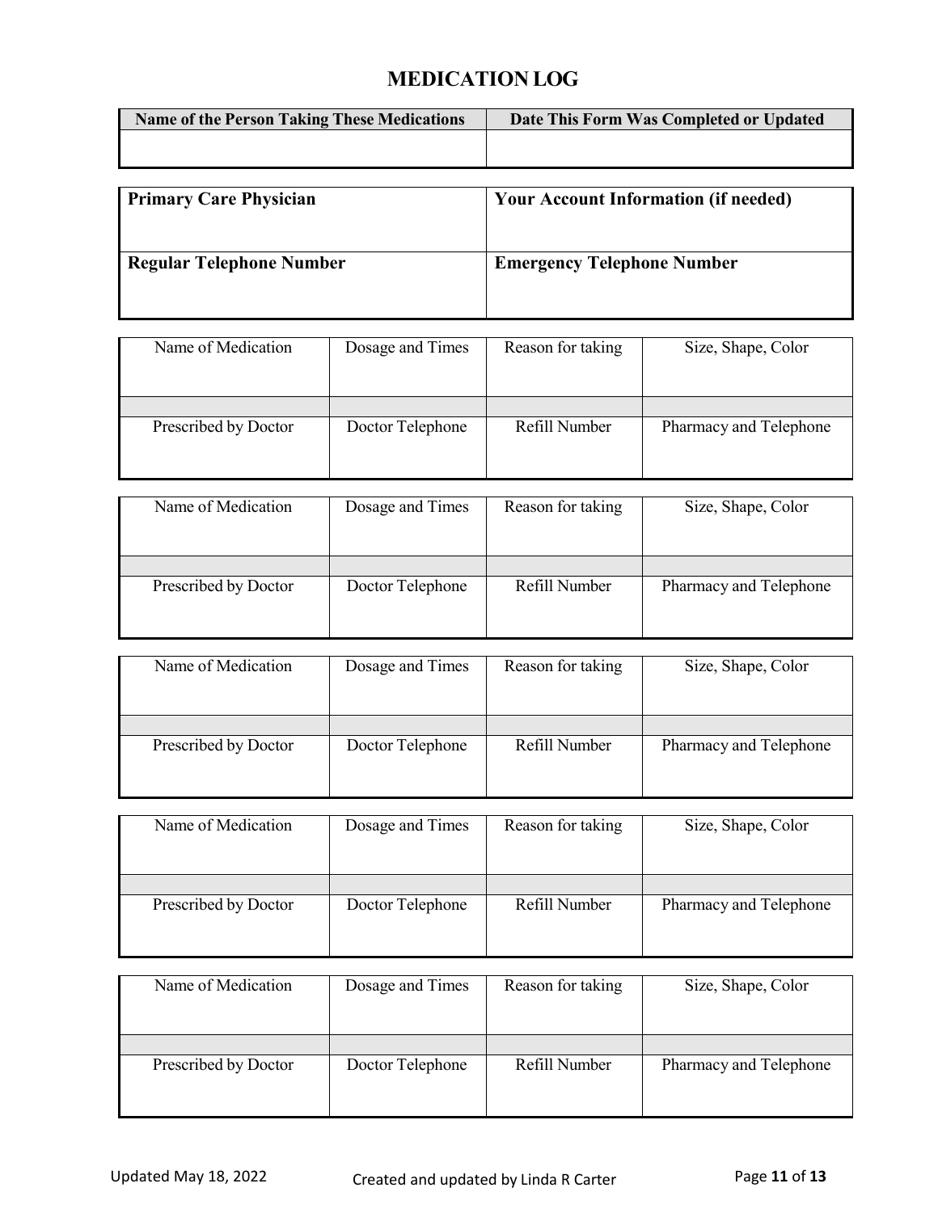# MEDICATION LOG

| Name of the Person Taking These Medications | Date This Form Was Completed or Updated |
| --- | --- |
| | |

| **Primary Care Physician** | **Your Account Information (if needed)** |
| --- | --- |
| **Regular Telephone Number** | **Emergency Telephone Number** |

| Name of Medication | Dosage and Times | Reason for taking | Size, Shape, Color |
| --- | --- | --- | --- |
| | | | |
| Prescribed by Doctor | Doctor Telephone | Refill Number | Pharmacy and Telephone |

| Name of Medication | Dosage and Times | Reason for taking | Size, Shape, Color |
| --- | --- | --- | --- |
| | | | |
| Prescribed by Doctor | Doctor Telephone | Refill Number | Pharmacy and Telephone |

| Name of Medication | Dosage and Times | Reason for taking | Size, Shape, Color |
| --- | --- | --- | --- |
| | | | |
| Prescribed by Doctor | Doctor Telephone | Refill Number | Pharmacy and Telephone |

| Name of Medication | Dosage and Times | Reason for taking | Size, Shape, Color |
| --- | --- | --- | --- |
| | | | |
| Prescribed by Doctor | Doctor Telephone | Refill Number | Pharmacy and Telephone |

| Name of Medication | Dosage and Times | Reason for taking | Size, Shape, Color |
| --- | --- | --- | --- |
| | | | |
| Prescribed by Doctor | Doctor Telephone | Refill Number | Pharmacy and Telephone |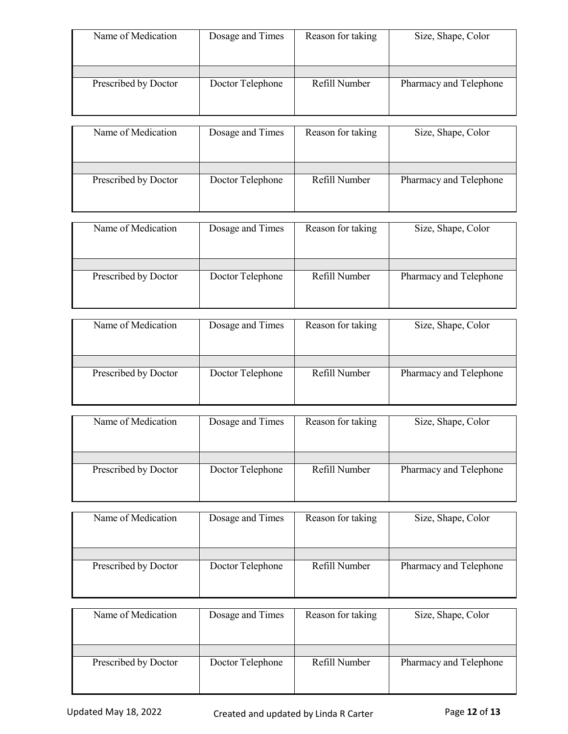| Name of Medication | Dosage and Times | Reason for taking | Size, Shape, Color |
|---|---|---|---|
| | | | |
| Prescribed by Doctor | Doctor Telephone | Refill Number | Pharmacy and Telephone |

| Name of Medication | Dosage and Times | Reason for taking | Size, Shape, Color |
|---|---|---|---|
| | | | |
| Prescribed by Doctor | Doctor Telephone | Refill Number | Pharmacy and Telephone |

| Name of Medication | Dosage and Times | Reason for taking | Size, Shape, Color |
|---|---|---|---|
| | | | |
| Prescribed by Doctor | Doctor Telephone | Refill Number | Pharmacy and Telephone |

| Name of Medication | Dosage and Times | Reason for taking | Size, Shape, Color |
|---|---|---|---|
| | | | |
| Prescribed by Doctor | Doctor Telephone | Refill Number | Pharmacy and Telephone |

| Name of Medication | Dosage and Times | Reason for taking | Size, Shape, Color |
|---|---|---|---|
| | | | |
| Prescribed by Doctor | Doctor Telephone | Refill Number | Pharmacy and Telephone |

| Name of Medication | Dosage and Times | Reason for taking | Size, Shape, Color |
|---|---|---|---|
| | | | |
| Prescribed by Doctor | Doctor Telephone | Refill Number | Pharmacy and Telephone |

| Name of Medication | Dosage and Times | Reason for taking | Size, Shape, Color |
|---|---|---|---|
| | | | |
| Prescribed by Doctor | Doctor Telephone | Refill Number | Pharmacy and Telephone |

Updated May 18, 2022 Created and updated by Linda R Carter